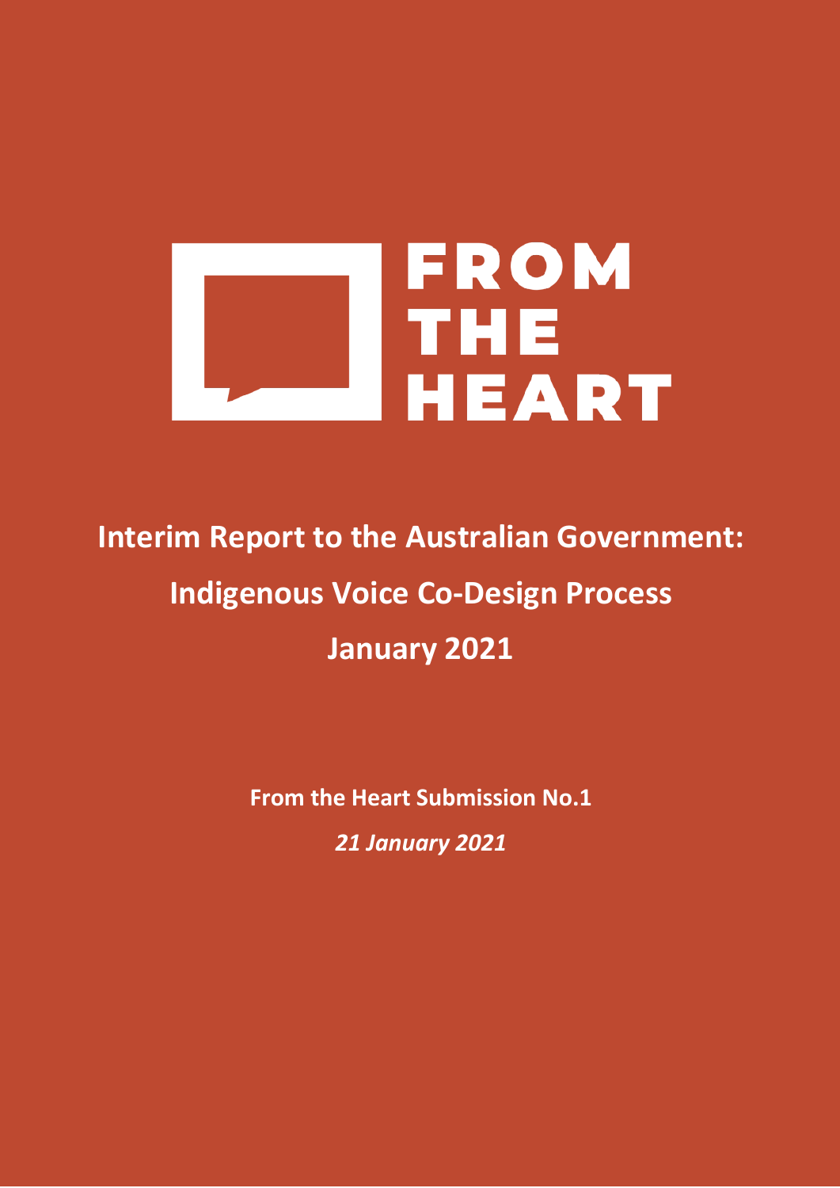FROM THE HEART

# Interim Report to the Australian Government: Indigenous Voice Co-Design Process January 2021

**From the Heart Submission No.1**

***21 January 2021***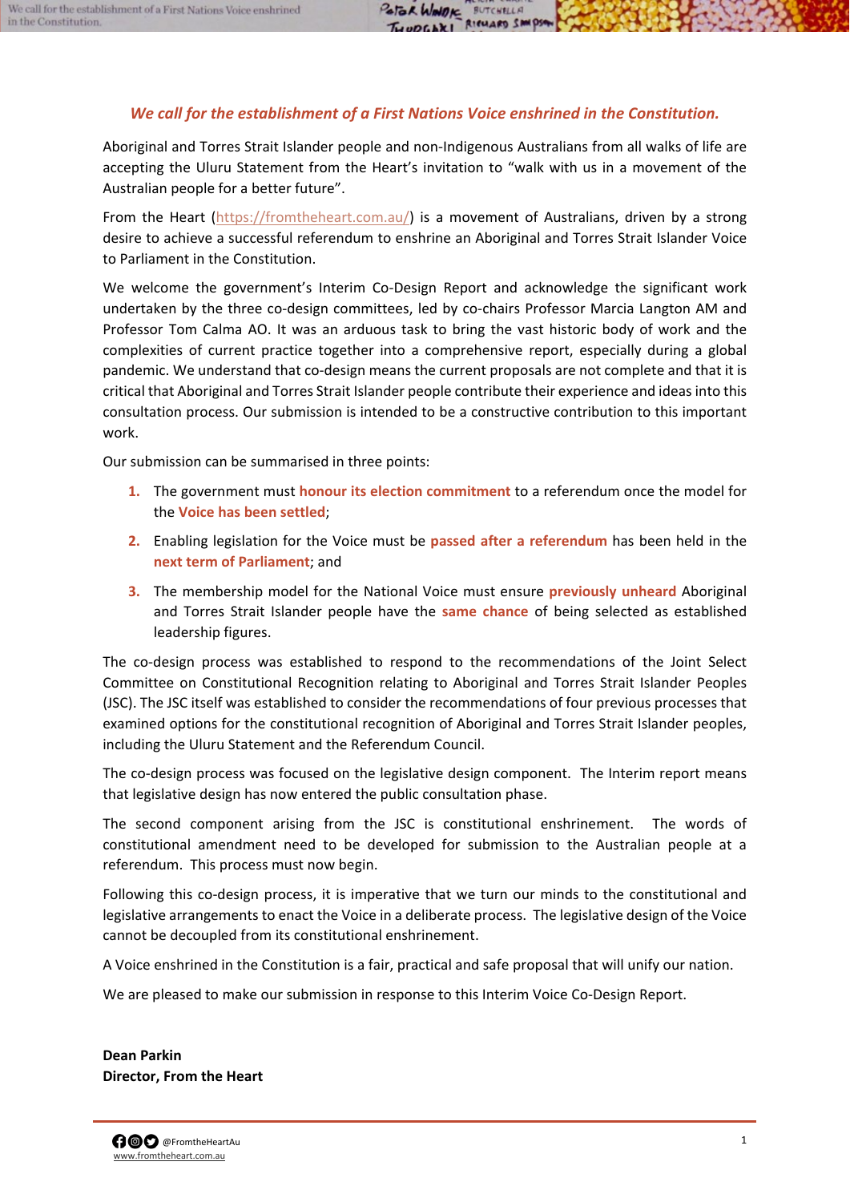***We call for the establishment of a First Nations Voice enshrined in the Constitution.***

Aboriginal and Torres Strait Islander people and non-Indigenous Australians from all walks of life are accepting the Uluru Statement from the Heart's invitation to "walk with us in a movement of the Australian people for a better future".

From the Heart (https://fromtheheart.com.au/) is a movement of Australians, driven by a strong desire to achieve a successful referendum to enshrine an Aboriginal and Torres Strait Islander Voice to Parliament in the Constitution.

We welcome the government's Interim Co-Design Report and acknowledge the significant work undertaken by the three co-design committees, led by co-chairs Professor Marcia Langton AM and Professor Tom Calma AO. It was an arduous task to bring the vast historic body of work and the complexities of current practice together into a comprehensive report, especially during a global pandemic. We understand that co-design means the current proposals are not complete and that it is critical that Aboriginal and Torres Strait Islander people contribute their experience and ideas into this consultation process. Our submission is intended to be a constructive contribution to this important work.

Our submission can be summarised in three points:

1. The government must **honour its election commitment** to a referendum once the model for the **Voice has been settled**;
2. Enabling legislation for the Voice must be **passed after a referendum** has been held in the **next term of Parliament**; and
3. The membership model for the National Voice must ensure **previously unheard** Aboriginal and Torres Strait Islander people have the **same chance** of being selected as established leadership figures.

The co-design process was established to respond to the recommendations of the Joint Select Committee on Constitutional Recognition relating to Aboriginal and Torres Strait Islander Peoples (JSC). The JSC itself was established to consider the recommendations of four previous processes that examined options for the constitutional recognition of Aboriginal and Torres Strait Islander peoples, including the Uluru Statement and the Referendum Council.

The co-design process was focused on the legislative design component. The Interim report means that legislative design has now entered the public consultation phase.

The second component arising from the JSC is constitutional enshrinement. The words of constitutional amendment need to be developed for submission to the Australian people at a referendum. This process must now begin.

Following this co-design process, it is imperative that we turn our minds to the constitutional and legislative arrangements to enact the Voice in a deliberate process. The legislative design of the Voice cannot be decoupled from its constitutional enshrinement.

A Voice enshrined in the Constitution is a fair, practical and safe proposal that will unify our nation.

We are pleased to make our submission in response to this Interim Voice Co-Design Report.

**Dean Parkin**
**Director, From the Heart**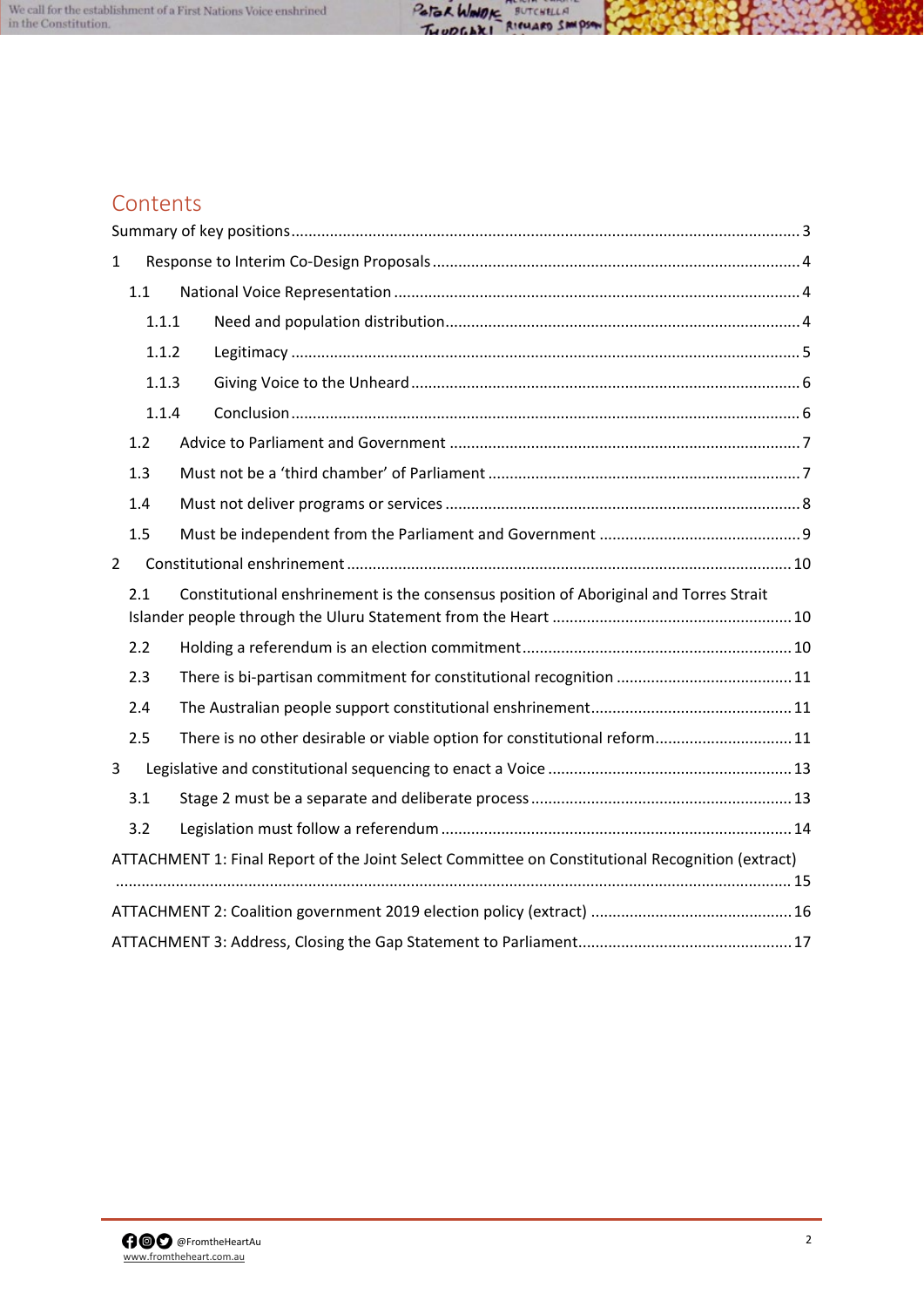# Contents

Summary of key positions ..... 3

1 Response to Interim Co-Design Proposals ..... 4

- 1.1 National Voice Representation ..... 4
  - 1.1.1 Need and population distribution ..... 4
  - 1.1.2 Legitimacy ..... 5
  - 1.1.3 Giving Voice to the Unheard ..... 6
  - 1.1.4 Conclusion ..... 6
- 1.2 Advice to Parliament and Government ..... 7
- 1.3 Must not be a ‘third chamber’ of Parliament ..... 7
- 1.4 Must not deliver programs or services ..... 8
- 1.5 Must be independent from the Parliament and Government ..... 9

2 Constitutional enshrinement ..... 10

- 2.1 Constitutional enshrinement is the consensus position of Aboriginal and Torres Strait Islander people through the Uluru Statement from the Heart ..... 10
- 2.2 Holding a referendum is an election commitment ..... 10
- 2.3 There is bi-partisan commitment for constitutional recognition ..... 11
- 2.4 The Australian people support constitutional enshrinement ..... 11
- 2.5 There is no other desirable or viable option for constitutional reform ..... 11

3 Legislative and constitutional sequencing to enact a Voice ..... 13

- 3.1 Stage 2 must be a separate and deliberate process ..... 13
- 3.2 Legislation must follow a referendum ..... 14

ATTACHMENT 1: Final Report of the Joint Select Committee on Constitutional Recognition (extract) ..... 15

ATTACHMENT 2: Coalition government 2019 election policy (extract) ..... 16

ATTACHMENT 3: Address, Closing the Gap Statement to Parliament ..... 17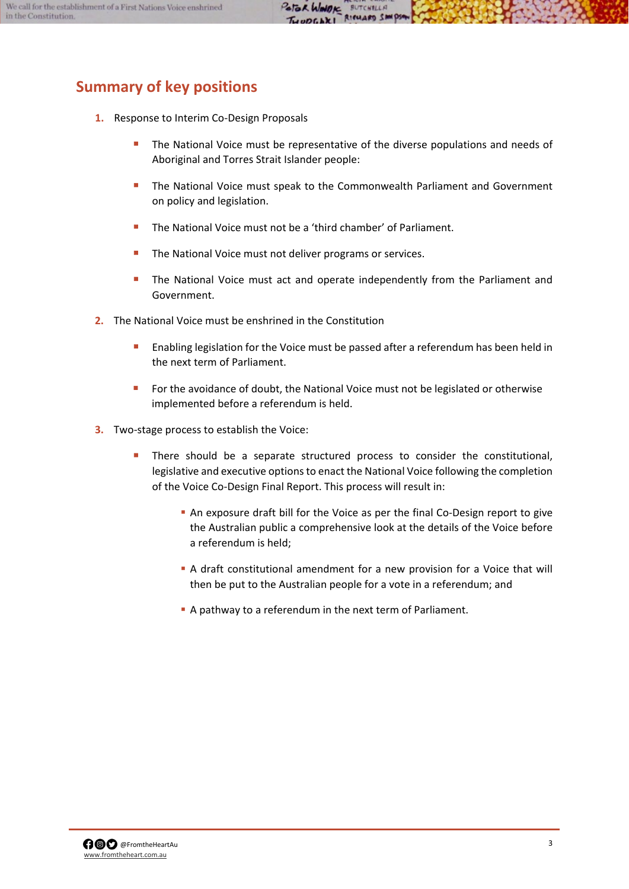## Summary of key positions

1. Response to Interim Co-Design Proposals

   - The National Voice must be representative of the diverse populations and needs of Aboriginal and Torres Strait Islander people:
   - The National Voice must speak to the Commonwealth Parliament and Government on policy and legislation.
   - The National Voice must not be a 'third chamber' of Parliament.
   - The National Voice must not deliver programs or services.
   - The National Voice must act and operate independently from the Parliament and Government.

2. The National Voice must be enshrined in the Constitution

   - Enabling legislation for the Voice must be passed after a referendum has been held in the next term of Parliament.
   - For the avoidance of doubt, the National Voice must not be legislated or otherwise implemented before a referendum is held.

3. Two-stage process to establish the Voice:

   - There should be a separate structured process to consider the constitutional, legislative and executive options to enact the National Voice following the completion of the Voice Co-Design Final Report. This process will result in:
     - An exposure draft bill for the Voice as per the final Co-Design report to give the Australian public a comprehensive look at the details of the Voice before a referendum is held;
     - A draft constitutional amendment for a new provision for a Voice that will then be put to the Australian people for a vote in a referendum; and
     - A pathway to a referendum in the next term of Parliament.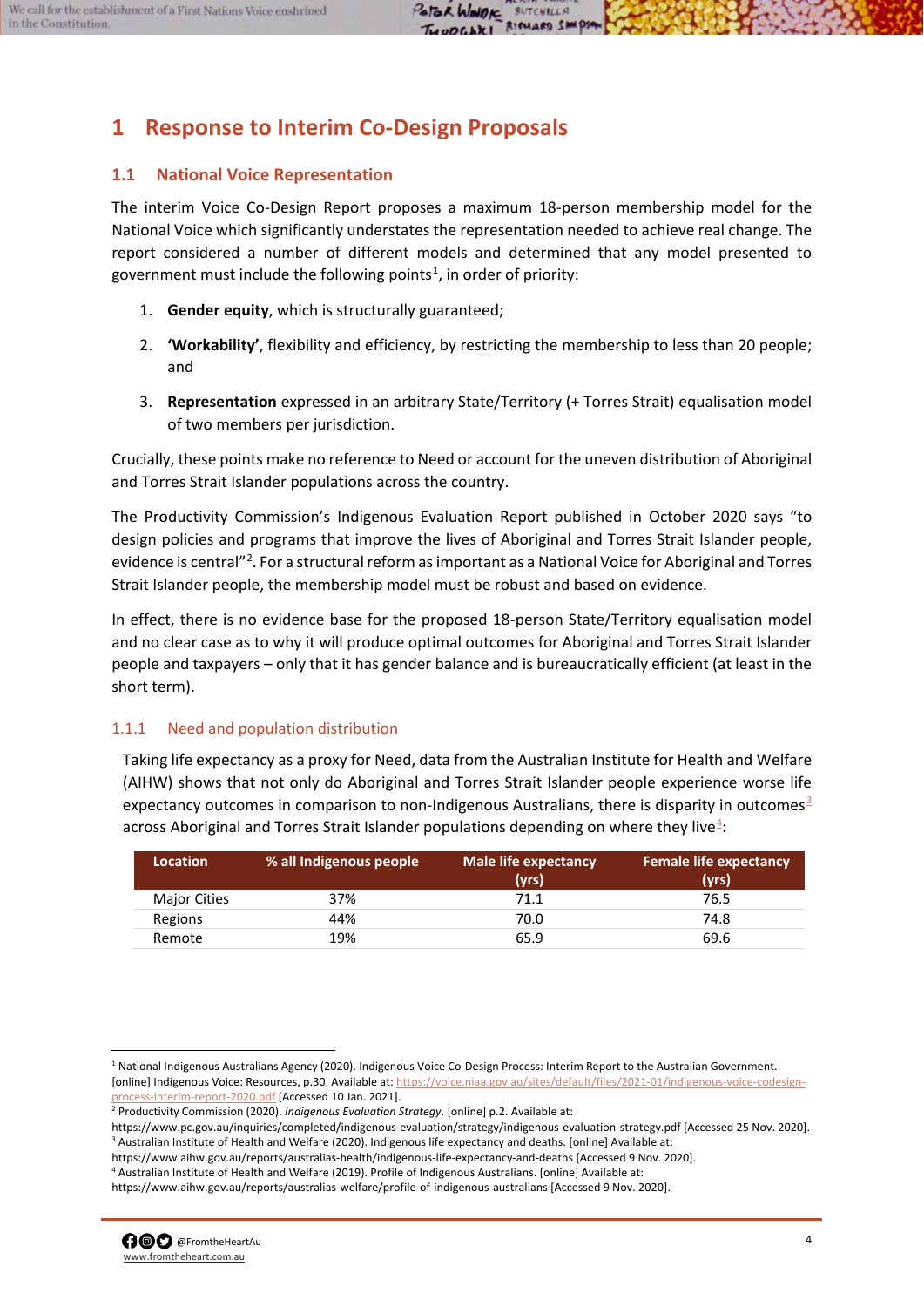# 1 Response to Interim Co-Design Proposals

## 1.1 National Voice Representation

The interim Voice Co-Design Report proposes a maximum 18-person membership model for the National Voice which significantly understates the representation needed to achieve real change. The report considered a number of different models and determined that any model presented to government must include the following points[1], in order of priority:

1. **Gender equity**, which is structurally guaranteed;
2. **'Workability'**, flexibility and efficiency, by restricting the membership to less than 20 people; and
3. **Representation** expressed in an arbitrary State/Territory (+ Torres Strait) equalisation model of two members per jurisdiction.

Crucially, these points make no reference to Need or account for the uneven distribution of Aboriginal and Torres Strait Islander populations across the country.

The Productivity Commission's Indigenous Evaluation Report published in October 2020 says "to design policies and programs that improve the lives of Aboriginal and Torres Strait Islander people, evidence is central"[2]. For a structural reform as important as a National Voice for Aboriginal and Torres Strait Islander people, the membership model must be robust and based on evidence.

In effect, there is no evidence base for the proposed 18-person State/Territory equalisation model and no clear case as to why it will produce optimal outcomes for Aboriginal and Torres Strait Islander people and taxpayers – only that it has gender balance and is bureaucratically efficient (at least in the short term).

### 1.1.1 Need and population distribution

Taking life expectancy as a proxy for Need, data from the Australian Institute for Health and Welfare (AIHW) shows that not only do Aboriginal and Torres Strait Islander people experience worse life expectancy outcomes in comparison to non-Indigenous Australians, there is disparity in outcomes[3] across Aboriginal and Torres Strait Islander populations depending on where they live[4]:

| Location | % all Indigenous people | Male life expectancy (yrs) | Female life expectancy (yrs) |
|---|---|---|---|
| Major Cities | 37% | 71.1 | 76.5 |
| Regions | 44% | 70.0 | 74.8 |
| Remote | 19% | 65.9 | 69.6 |

[1] National Indigenous Australians Agency (2020). Indigenous Voice Co-Design Process: Interim Report to the Australian Government. [online] Indigenous Voice: Resources, p.30. Available at: https://voice.niaa.gov.au/sites/default/files/2021-01/indigenous-voice-codesign-process-interim-report-2020.pdf [Accessed 10 Jan. 2021].

[2] Productivity Commission (2020). *Indigenous Evaluation Strategy*. [online] p.2. Available at: https://www.pc.gov.au/inquiries/completed/indigenous-evaluation/strategy/indigenous-evaluation-strategy.pdf [Accessed 25 Nov. 2020].

[3] Australian Institute of Health and Welfare (2020). Indigenous life expectancy and deaths. [online] Available at: https://www.aihw.gov.au/reports/australias-health/indigenous-life-expectancy-and-deaths [Accessed 9 Nov. 2020].

[4] Australian Institute of Health and Welfare (2019). Profile of Indigenous Australians. [online] Available at: https://www.aihw.gov.au/reports/australias-welfare/profile-of-indigenous-australians [Accessed 9 Nov. 2020].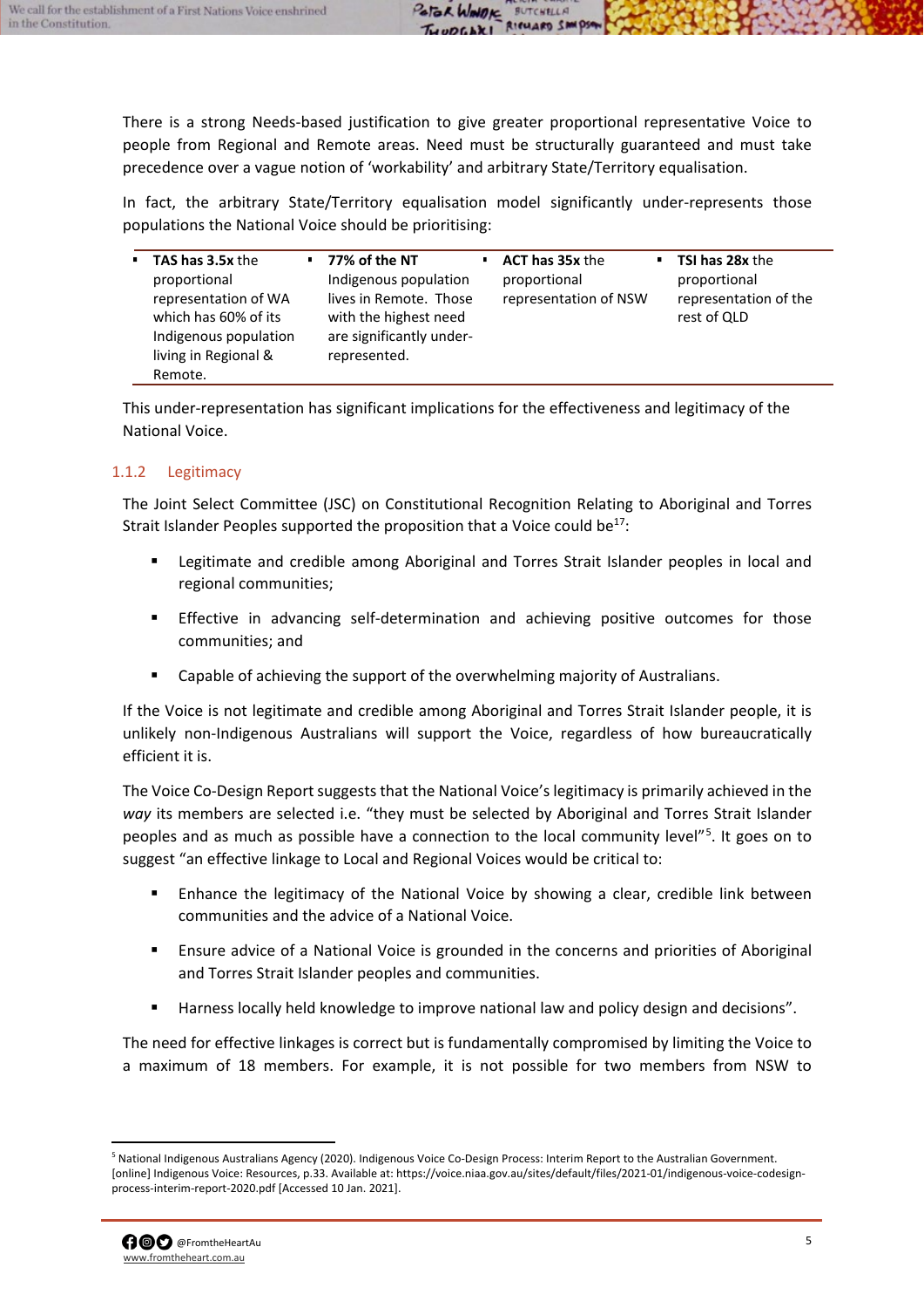There is a strong Needs-based justification to give greater proportional representative Voice to people from Regional and Remote areas. Need must be structurally guaranteed and must take precedence over a vague notion of 'workability' and arbitrary State/Territory equalisation.

In fact, the arbitrary State/Territory equalisation model significantly under-represents those populations the National Voice should be prioritising:

- **TAS has 3.5x** the proportional representation of WA which has 60% of its Indigenous population living in Regional & Remote.
- **77% of the NT** Indigenous population lives in Remote. Those with the highest need are significantly under-represented.
- **ACT has 35x** the proportional representation of NSW
- **TSI has 28x** the proportional representation of the rest of QLD

This under-representation has significant implications for the effectiveness and legitimacy of the National Voice.

### 1.1.2 Legitimacy

The Joint Select Committee (JSC) on Constitutional Recognition Relating to Aboriginal and Torres Strait Islander Peoples supported the proposition that a Voice could be[17]:

- Legitimate and credible among Aboriginal and Torres Strait Islander peoples in local and regional communities;
- Effective in advancing self-determination and achieving positive outcomes for those communities; and
- Capable of achieving the support of the overwhelming majority of Australians.

If the Voice is not legitimate and credible among Aboriginal and Torres Strait Islander people, it is unlikely non-Indigenous Australians will support the Voice, regardless of how bureaucratically efficient it is.

The Voice Co-Design Report suggests that the National Voice's legitimacy is primarily achieved in the *way* its members are selected i.e. "they must be selected by Aboriginal and Torres Strait Islander peoples and as much as possible have a connection to the local community level"[5]. It goes on to suggest "an effective linkage to Local and Regional Voices would be critical to:

- Enhance the legitimacy of the National Voice by showing a clear, credible link between communities and the advice of a National Voice.
- Ensure advice of a National Voice is grounded in the concerns and priorities of Aboriginal and Torres Strait Islander peoples and communities.
- Harness locally held knowledge to improve national law and policy design and decisions".

The need for effective linkages is correct but is fundamentally compromised by limiting the Voice to a maximum of 18 members. For example, it is not possible for two members from NSW to

[5] National Indigenous Australians Agency (2020). Indigenous Voice Co-Design Process: Interim Report to the Australian Government. [online] Indigenous Voice: Resources, p.33. Available at: https://voice.niaa.gov.au/sites/default/files/2021-01/indigenous-voice-codesign-process-interim-report-2020.pdf [Accessed 10 Jan. 2021].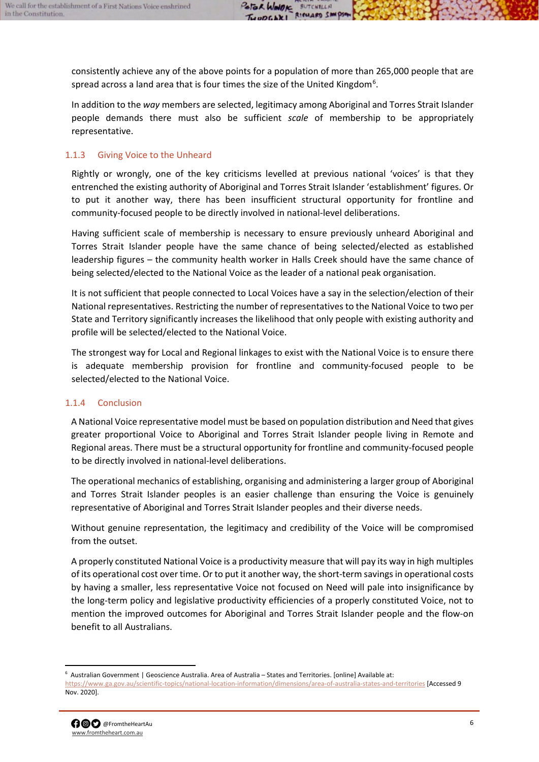consistently achieve any of the above points for a population of more than 265,000 people that are spread across a land area that is four times the size of the United Kingdom[6].

In addition to the *way* members are selected, legitimacy among Aboriginal and Torres Strait Islander people demands there must also be sufficient *scale* of membership to be appropriately representative.

### 1.1.3 Giving Voice to the Unheard

Rightly or wrongly, one of the key criticisms levelled at previous national 'voices' is that they entrenched the existing authority of Aboriginal and Torres Strait Islander 'establishment' figures. Or to put it another way, there has been insufficient structural opportunity for frontline and community-focused people to be directly involved in national-level deliberations.

Having sufficient scale of membership is necessary to ensure previously unheard Aboriginal and Torres Strait Islander people have the same chance of being selected/elected as established leadership figures – the community health worker in Halls Creek should have the same chance of being selected/elected to the National Voice as the leader of a national peak organisation.

It is not sufficient that people connected to Local Voices have a say in the selection/election of their National representatives. Restricting the number of representatives to the National Voice to two per State and Territory significantly increases the likelihood that only people with existing authority and profile will be selected/elected to the National Voice.

The strongest way for Local and Regional linkages to exist with the National Voice is to ensure there is adequate membership provision for frontline and community-focused people to be selected/elected to the National Voice.

### 1.1.4 Conclusion

A National Voice representative model must be based on population distribution and Need that gives greater proportional Voice to Aboriginal and Torres Strait Islander people living in Remote and Regional areas. There must be a structural opportunity for frontline and community-focused people to be directly involved in national-level deliberations.

The operational mechanics of establishing, organising and administering a larger group of Aboriginal and Torres Strait Islander peoples is an easier challenge than ensuring the Voice is genuinely representative of Aboriginal and Torres Strait Islander peoples and their diverse needs.

Without genuine representation, the legitimacy and credibility of the Voice will be compromised from the outset.

A properly constituted National Voice is a productivity measure that will pay its way in high multiples of its operational cost over time. Or to put it another way, the short-term savings in operational costs by having a smaller, less representative Voice not focused on Need will pale into insignificance by the long-term policy and legislative productivity efficiencies of a properly constituted Voice, not to mention the improved outcomes for Aboriginal and Torres Strait Islander people and the flow-on benefit to all Australians.

---

[6] Australian Government | Geoscience Australia. Area of Australia – States and Territories. [online] Available at: https://www.ga.gov.au/scientific-topics/national-location-information/dimensions/area-of-australia-states-and-territories [Accessed 9 Nov. 2020].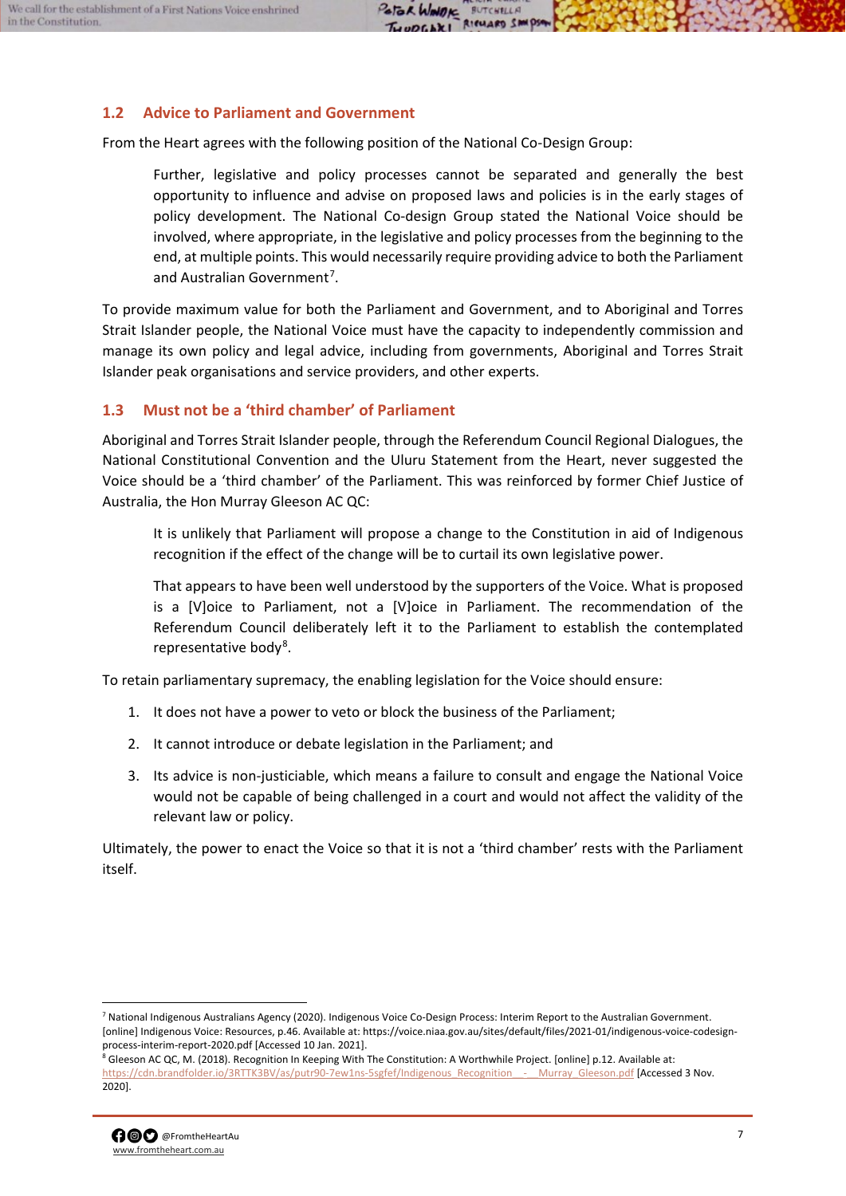## 1.2 Advice to Parliament and Government

From the Heart agrees with the following position of the National Co-Design Group:

> Further, legislative and policy processes cannot be separated and generally the best opportunity to influence and advise on proposed laws and policies is in the early stages of policy development. The National Co-design Group stated the National Voice should be involved, where appropriate, in the legislative and policy processes from the beginning to the end, at multiple points. This would necessarily require providing advice to both the Parliament and Australian Government[7].

To provide maximum value for both the Parliament and Government, and to Aboriginal and Torres Strait Islander people, the National Voice must have the capacity to independently commission and manage its own policy and legal advice, including from governments, Aboriginal and Torres Strait Islander peak organisations and service providers, and other experts.

## 1.3 Must not be a 'third chamber' of Parliament

Aboriginal and Torres Strait Islander people, through the Referendum Council Regional Dialogues, the National Constitutional Convention and the Uluru Statement from the Heart, never suggested the Voice should be a 'third chamber' of the Parliament. This was reinforced by former Chief Justice of Australia, the Hon Murray Gleeson AC QC:

> It is unlikely that Parliament will propose a change to the Constitution in aid of Indigenous recognition if the effect of the change will be to curtail its own legislative power.
>
> That appears to have been well understood by the supporters of the Voice. What is proposed is a [V]oice to Parliament, not a [V]oice in Parliament. The recommendation of the Referendum Council deliberately left it to the Parliament to establish the contemplated representative body[8].

To retain parliamentary supremacy, the enabling legislation for the Voice should ensure:

1. It does not have a power to veto or block the business of the Parliament;
2. It cannot introduce or debate legislation in the Parliament; and
3. Its advice is non-justiciable, which means a failure to consult and engage the National Voice would not be capable of being challenged in a court and would not affect the validity of the relevant law or policy.

Ultimately, the power to enact the Voice so that it is not a 'third chamber' rests with the Parliament itself.

---

[7] National Indigenous Australians Agency (2020). Indigenous Voice Co-Design Process: Interim Report to the Australian Government. [online] Indigenous Voice: Resources, p.46. Available at: https://voice.niaa.gov.au/sites/default/files/2021-01/indigenous-voice-codesign-process-interim-report-2020.pdf [Accessed 10 Jan. 2021].

[8] Gleeson AC QC, M. (2018). Recognition In Keeping With The Constitution: A Worthwhile Project. [online] p.12. Available at: https://cdn.brandfolder.io/3RTTK3BV/as/putr90-7ew1ns-5sgfef/Indigenous_Recognition_-_Murray_Gleeson.pdf [Accessed 3 Nov. 2020].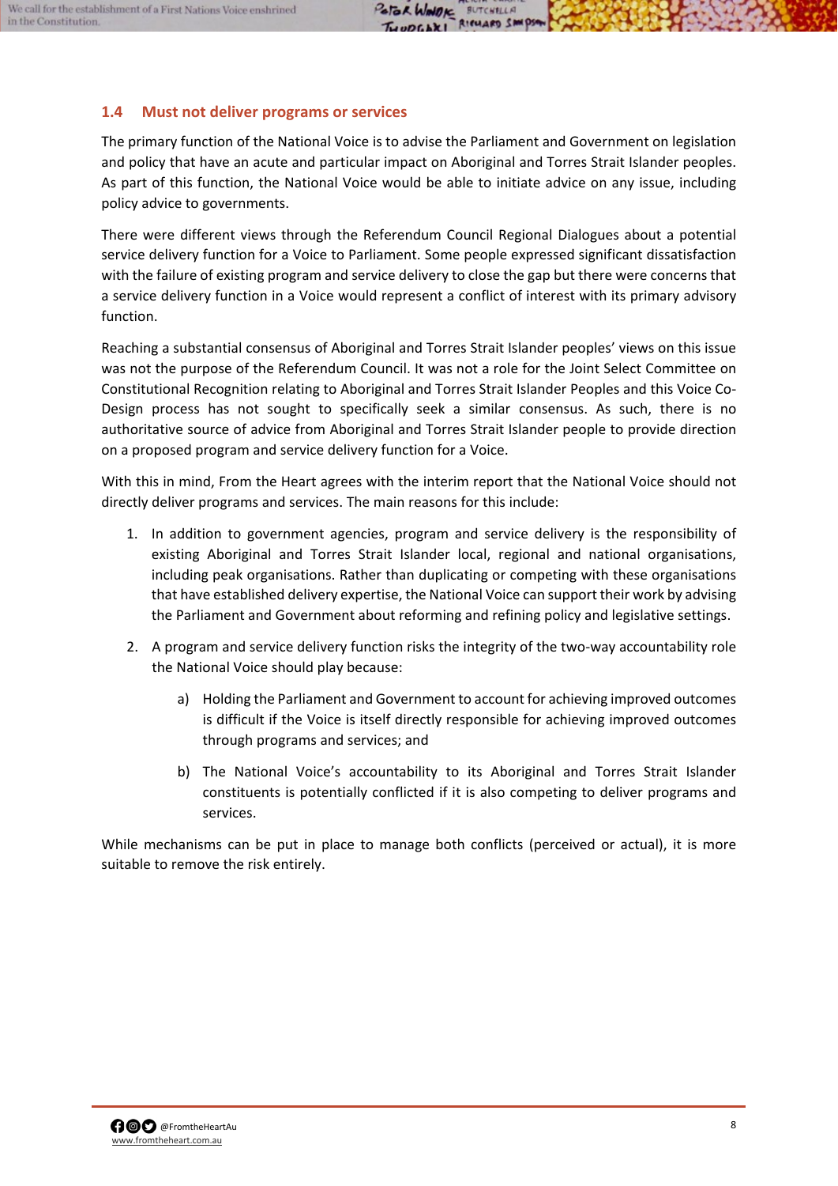### 1.4 Must not deliver programs or services

The primary function of the National Voice is to advise the Parliament and Government on legislation and policy that have an acute and particular impact on Aboriginal and Torres Strait Islander peoples. As part of this function, the National Voice would be able to initiate advice on any issue, including policy advice to governments.

There were different views through the Referendum Council Regional Dialogues about a potential service delivery function for a Voice to Parliament. Some people expressed significant dissatisfaction with the failure of existing program and service delivery to close the gap but there were concerns that a service delivery function in a Voice would represent a conflict of interest with its primary advisory function.

Reaching a substantial consensus of Aboriginal and Torres Strait Islander peoples' views on this issue was not the purpose of the Referendum Council. It was not a role for the Joint Select Committee on Constitutional Recognition relating to Aboriginal and Torres Strait Islander Peoples and this Voice Co-Design process has not sought to specifically seek a similar consensus. As such, there is no authoritative source of advice from Aboriginal and Torres Strait Islander people to provide direction on a proposed program and service delivery function for a Voice.

With this in mind, From the Heart agrees with the interim report that the National Voice should not directly deliver programs and services. The main reasons for this include:

1. In addition to government agencies, program and service delivery is the responsibility of existing Aboriginal and Torres Strait Islander local, regional and national organisations, including peak organisations. Rather than duplicating or competing with these organisations that have established delivery expertise, the National Voice can support their work by advising the Parliament and Government about reforming and refining policy and legislative settings.

2. A program and service delivery function risks the integrity of the two-way accountability role the National Voice should play because:

    a) Holding the Parliament and Government to account for achieving improved outcomes is difficult if the Voice is itself directly responsible for achieving improved outcomes through programs and services; and

    b) The National Voice's accountability to its Aboriginal and Torres Strait Islander constituents is potentially conflicted if it is also competing to deliver programs and services.

While mechanisms can be put in place to manage both conflicts (perceived or actual), it is more suitable to remove the risk entirely.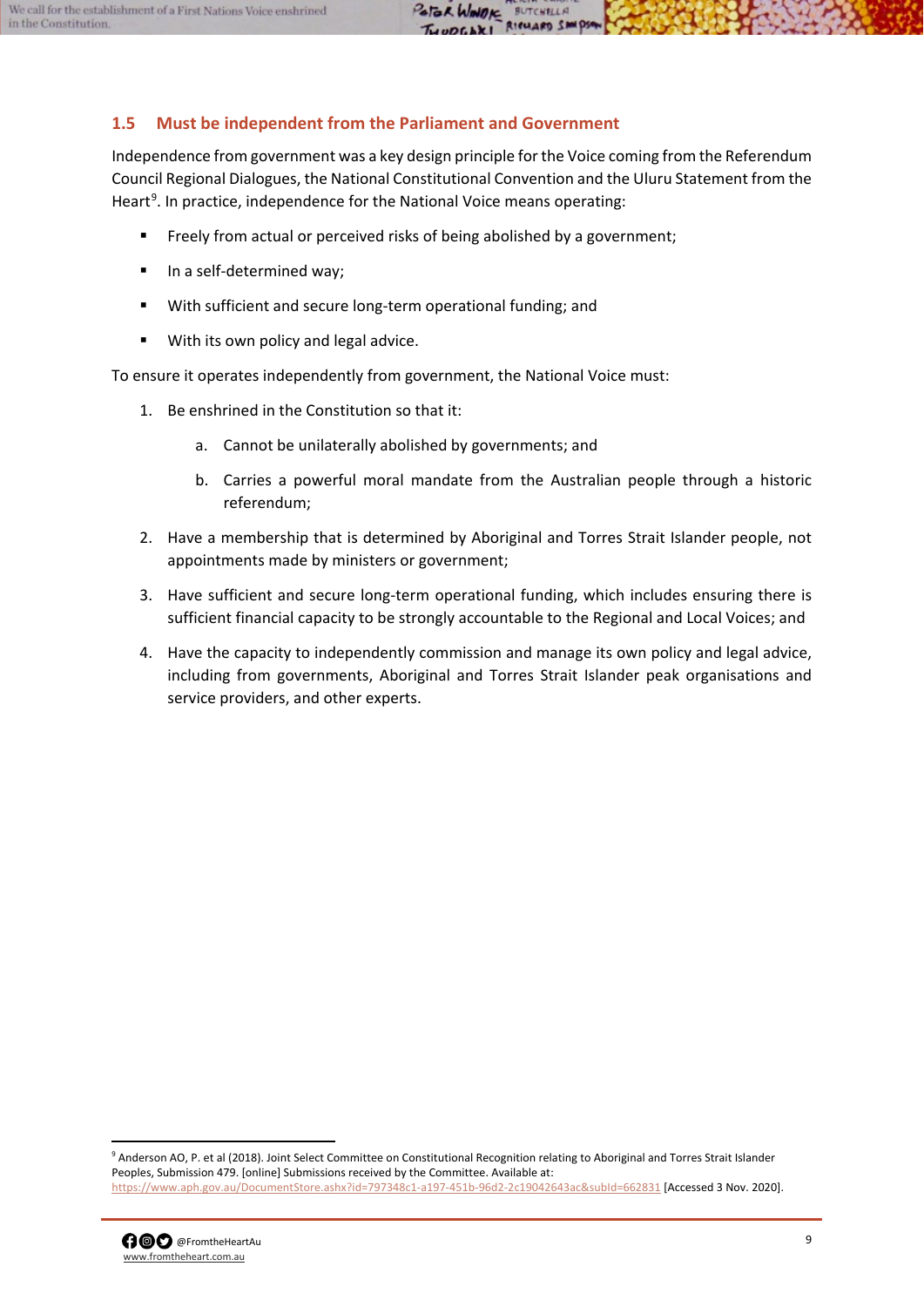## 1.5 Must be independent from the Parliament and Government

Independence from government was a key design principle for the Voice coming from the Referendum Council Regional Dialogues, the National Constitutional Convention and the Uluru Statement from the Heart[9]. In practice, independence for the National Voice means operating:

- Freely from actual or perceived risks of being abolished by a government;
- In a self-determined way;
- With sufficient and secure long-term operational funding; and
- With its own policy and legal advice.

To ensure it operates independently from government, the National Voice must:

1. Be enshrined in the Constitution so that it:
   a. Cannot be unilaterally abolished by governments; and
   b. Carries a powerful moral mandate from the Australian people through a historic referendum;
2. Have a membership that is determined by Aboriginal and Torres Strait Islander people, not appointments made by ministers or government;
3. Have sufficient and secure long-term operational funding, which includes ensuring there is sufficient financial capacity to be strongly accountable to the Regional and Local Voices; and
4. Have the capacity to independently commission and manage its own policy and legal advice, including from governments, Aboriginal and Torres Strait Islander peak organisations and service providers, and other experts.

---

[9] Anderson AO, P. et al (2018). Joint Select Committee on Constitutional Recognition relating to Aboriginal and Torres Strait Islander Peoples, Submission 479. [online] Submissions received by the Committee. Available at: https://www.aph.gov.au/DocumentStore.ashx?id=797348c1-a197-451b-96d2-2c19042643ac&subId=662831 [Accessed 3 Nov. 2020].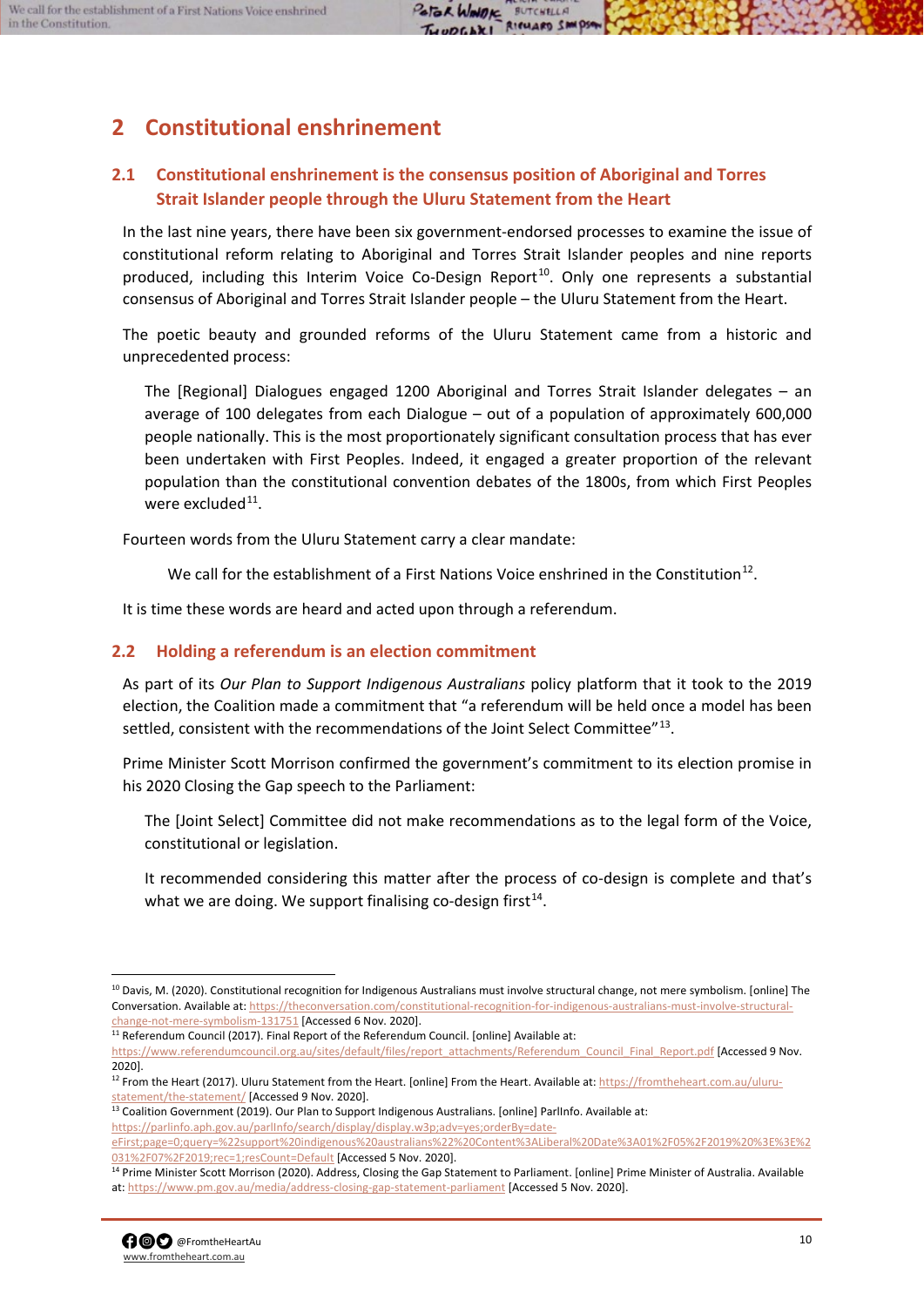## 2 Constitutional enshrinement

### 2.1 Constitutional enshrinement is the consensus position of Aboriginal and Torres Strait Islander people through the Uluru Statement from the Heart

In the last nine years, there have been six government-endorsed processes to examine the issue of constitutional reform relating to Aboriginal and Torres Strait Islander peoples and nine reports produced, including this Interim Voice Co-Design Report[10]. Only one represents a substantial consensus of Aboriginal and Torres Strait Islander people – the Uluru Statement from the Heart.

The poetic beauty and grounded reforms of the Uluru Statement came from a historic and unprecedented process:

> The [Regional] Dialogues engaged 1200 Aboriginal and Torres Strait Islander delegates – an average of 100 delegates from each Dialogue – out of a population of approximately 600,000 people nationally. This is the most proportionately significant consultation process that has ever been undertaken with First Peoples. Indeed, it engaged a greater proportion of the relevant population than the constitutional convention debates of the 1800s, from which First Peoples were excluded[11].

Fourteen words from the Uluru Statement carry a clear mandate:

> We call for the establishment of a First Nations Voice enshrined in the Constitution[12].

It is time these words are heard and acted upon through a referendum.

### 2.2 Holding a referendum is an election commitment

As part of its *Our Plan to Support Indigenous Australians* policy platform that it took to the 2019 election, the Coalition made a commitment that "a referendum will be held once a model has been settled, consistent with the recommendations of the Joint Select Committee"[13].

Prime Minister Scott Morrison confirmed the government's commitment to its election promise in his 2020 Closing the Gap speech to the Parliament:

> The [Joint Select] Committee did not make recommendations as to the legal form of the Voice, constitutional or legislation.
>
> It recommended considering this matter after the process of co-design is complete and that's what we are doing. We support finalising co-design first[14].

---

[10] Davis, M. (2020). Constitutional recognition for Indigenous Australians must involve structural change, not mere symbolism. [online] The Conversation. Available at: https://theconversation.com/constitutional-recognition-for-indigenous-australians-must-involve-structural-change-not-mere-symbolism-131751 [Accessed 6 Nov. 2020].

[11] Referendum Council (2017). Final Report of the Referendum Council. [online] Available at: https://www.referendumcouncil.org.au/sites/default/files/report_attachments/Referendum_Council_Final_Report.pdf [Accessed 9 Nov. 2020].

[12] From the Heart (2017). Uluru Statement from the Heart. [online] From the Heart. Available at: https://fromtheheart.com.au/uluru-statement/the-statement/ [Accessed 9 Nov. 2020].

[13] Coalition Government (2019). Our Plan to Support Indigenous Australians. [online] ParlInfo. Available at: https://parlinfo.aph.gov.au/parlInfo/search/display/display.w3p;adv=yes;orderBy=date-eFirst;page=0;query=%22support%20indigenous%20australians%22%20Content%3ALiberal%20Date%3A01%2F05%2F2019%20%3E%3E%2031%2F07%2F2019;rec=1;resCount=Default [Accessed 5 Nov. 2020].

[14] Prime Minister Scott Morrison (2020). Address, Closing the Gap Statement to Parliament. [online] Prime Minister of Australia. Available at: https://www.pm.gov.au/media/address-closing-gap-statement-parliament [Accessed 5 Nov. 2020].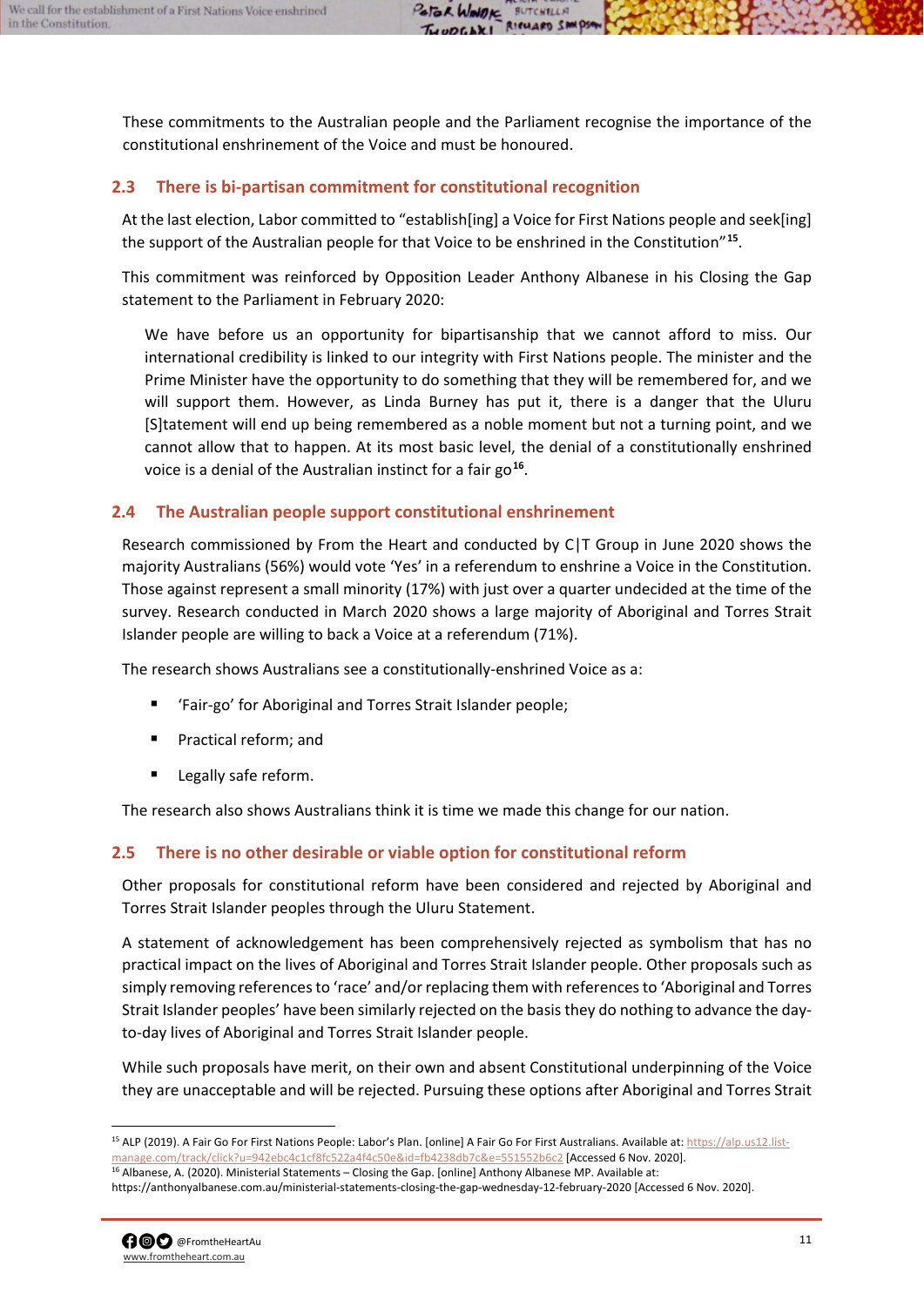These commitments to the Australian people and the Parliament recognise the importance of the constitutional enshrinement of the Voice and must be honoured.

## 2.3 There is bi-partisan commitment for constitutional recognition

At the last election, Labor committed to "establish[ing] a Voice for First Nations people and seek[ing] the support of the Australian people for that Voice to be enshrined in the Constitution"[15].

This commitment was reinforced by Opposition Leader Anthony Albanese in his Closing the Gap statement to the Parliament in February 2020:

> We have before us an opportunity for bipartisanship that we cannot afford to miss. Our international credibility is linked to our integrity with First Nations people. The minister and the Prime Minister have the opportunity to do something that they will be remembered for, and we will support them. However, as Linda Burney has put it, there is a danger that the Uluru [S]tatement will end up being remembered as a noble moment but not a turning point, and we cannot allow that to happen. At its most basic level, the denial of a constitutionally enshrined voice is a denial of the Australian instinct for a fair go[16].

## 2.4 The Australian people support constitutional enshrinement

Research commissioned by From the Heart and conducted by C|T Group in June 2020 shows the majority Australians (56%) would vote 'Yes' in a referendum to enshrine a Voice in the Constitution. Those against represent a small minority (17%) with just over a quarter undecided at the time of the survey. Research conducted in March 2020 shows a large majority of Aboriginal and Torres Strait Islander people are willing to back a Voice at a referendum (71%).

The research shows Australians see a constitutionally-enshrined Voice as a:

- 'Fair-go' for Aboriginal and Torres Strait Islander people;
- Practical reform; and
- Legally safe reform.

The research also shows Australians think it is time we made this change for our nation.

## 2.5 There is no other desirable or viable option for constitutional reform

Other proposals for constitutional reform have been considered and rejected by Aboriginal and Torres Strait Islander peoples through the Uluru Statement.

A statement of acknowledgement has been comprehensively rejected as symbolism that has no practical impact on the lives of Aboriginal and Torres Strait Islander people. Other proposals such as simply removing references to 'race' and/or replacing them with references to 'Aboriginal and Torres Strait Islander peoples' have been similarly rejected on the basis they do nothing to advance the day-to-day lives of Aboriginal and Torres Strait Islander people.

While such proposals have merit, on their own and absent Constitutional underpinning of the Voice they are unacceptable and will be rejected. Pursuing these options after Aboriginal and Torres Strait

---

[15] ALP (2019). A Fair Go For First Nations People: Labor's Plan. [online] A Fair Go For First Australians. Available at: https://alp.us12.list-manage.com/track/click?u=942ebc4c1cf8fc522a4f4c50e&id=fb4238db7c&e=551552b6c2 [Accessed 6 Nov. 2020].

[16] Albanese, A. (2020). Ministerial Statements – Closing the Gap. [online] Anthony Albanese MP. Available at: https://anthonyalbanese.com.au/ministerial-statements-closing-the-gap-wednesday-12-february-2020 [Accessed 6 Nov. 2020].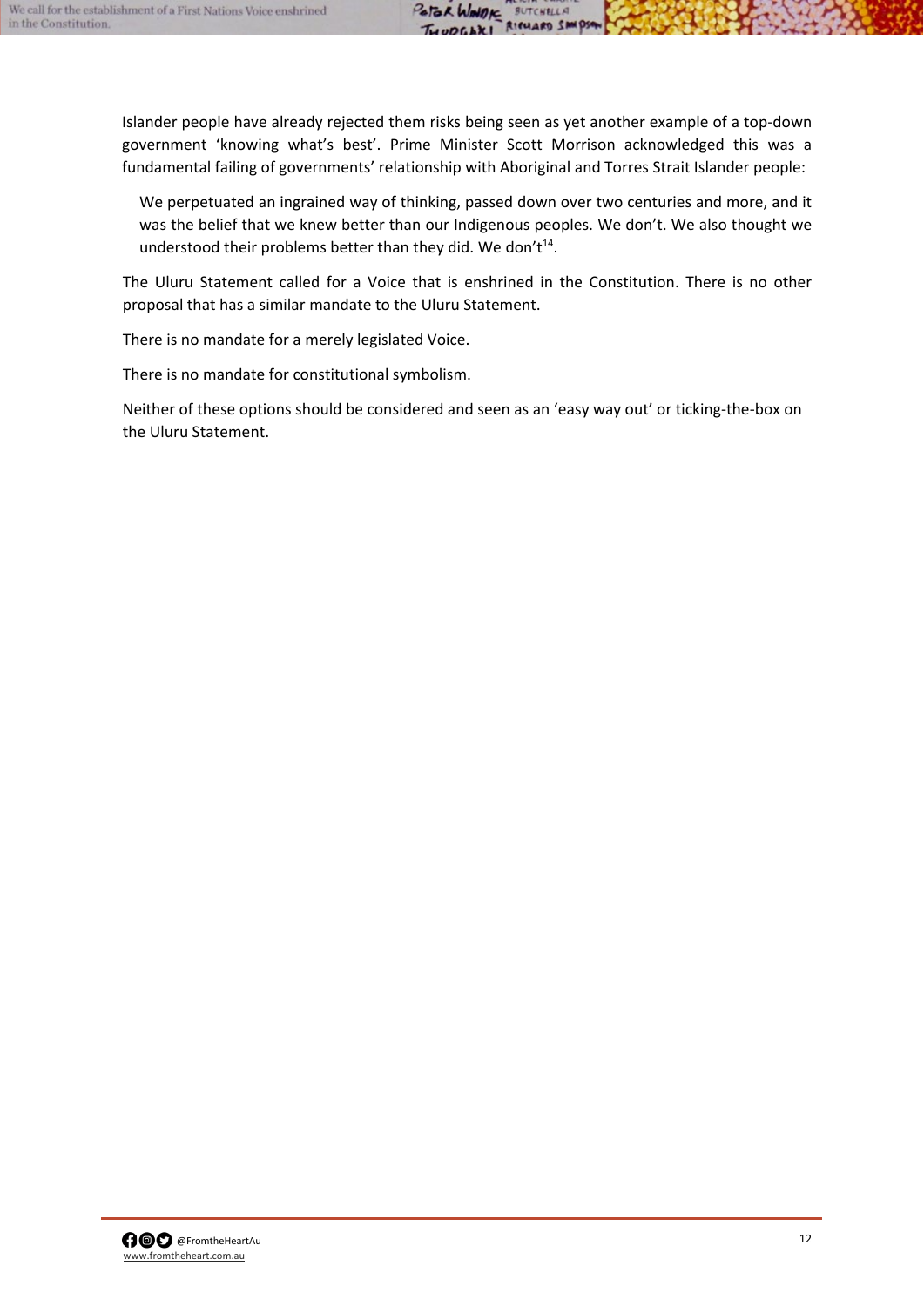Islander people have already rejected them risks being seen as yet another example of a top-down government 'knowing what's best'. Prime Minister Scott Morrison acknowledged this was a fundamental failing of governments' relationship with Aboriginal and Torres Strait Islander people:

> We perpetuated an ingrained way of thinking, passed down over two centuries and more, and it was the belief that we knew better than our Indigenous peoples. We don't. We also thought we understood their problems better than they did. We don't[14].

The Uluru Statement called for a Voice that is enshrined in the Constitution. There is no other proposal that has a similar mandate to the Uluru Statement.

There is no mandate for a merely legislated Voice.

There is no mandate for constitutional symbolism.

Neither of these options should be considered and seen as an 'easy way out' or ticking-the-box on the Uluru Statement.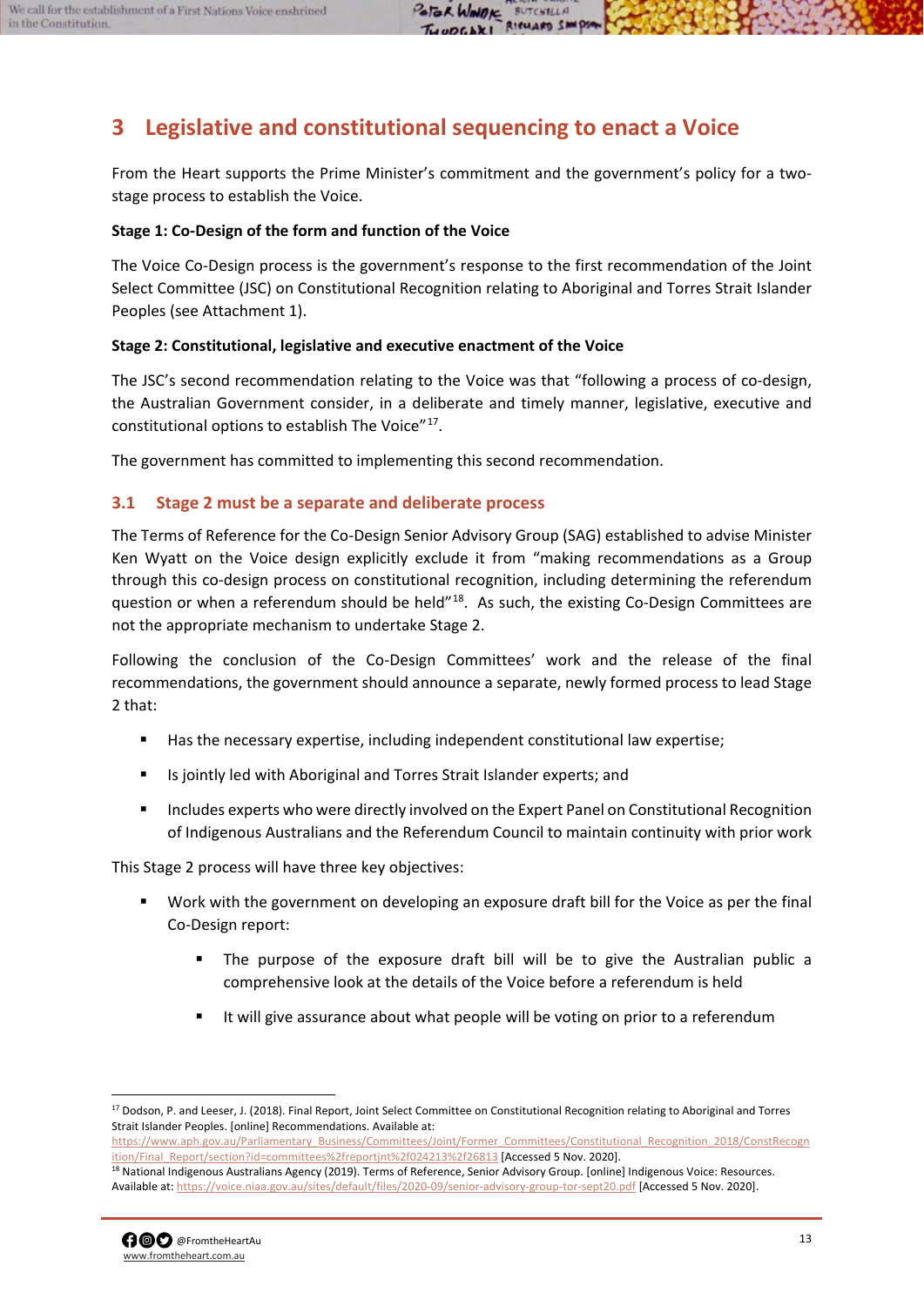## 3 Legislative and constitutional sequencing to enact a Voice

From the Heart supports the Prime Minister's commitment and the government's policy for a two-stage process to establish the Voice.

**Stage 1: Co-Design of the form and function of the Voice**

The Voice Co-Design process is the government's response to the first recommendation of the Joint Select Committee (JSC) on Constitutional Recognition relating to Aboriginal and Torres Strait Islander Peoples (see Attachment 1).

**Stage 2: Constitutional, legislative and executive enactment of the Voice**

The JSC's second recommendation relating to the Voice was that "following a process of co-design, the Australian Government consider, in a deliberate and timely manner, legislative, executive and constitutional options to establish The Voice"[17].

The government has committed to implementing this second recommendation.

### 3.1 Stage 2 must be a separate and deliberate process

The Terms of Reference for the Co-Design Senior Advisory Group (SAG) established to advise Minister Ken Wyatt on the Voice design explicitly exclude it from "making recommendations as a Group through this co-design process on constitutional recognition, including determining the referendum question or when a referendum should be held"[18]. As such, the existing Co-Design Committees are not the appropriate mechanism to undertake Stage 2.

Following the conclusion of the Co-Design Committees' work and the release of the final recommendations, the government should announce a separate, newly formed process to lead Stage 2 that:

- Has the necessary expertise, including independent constitutional law expertise;
- Is jointly led with Aboriginal and Torres Strait Islander experts; and
- Includes experts who were directly involved on the Expert Panel on Constitutional Recognition of Indigenous Australians and the Referendum Council to maintain continuity with prior work

This Stage 2 process will have three key objectives:

- Work with the government on developing an exposure draft bill for the Voice as per the final Co-Design report:
    - The purpose of the exposure draft bill will be to give the Australian public a comprehensive look at the details of the Voice before a referendum is held
    - It will give assurance about what people will be voting on prior to a referendum

---

[17] Dodson, P. and Leeser, J. (2018). Final Report, Joint Select Committee on Constitutional Recognition relating to Aboriginal and Torres Strait Islander Peoples. [online] Recommendations. Available at: https://www.aph.gov.au/Parliamentary_Business/Committees/Joint/Former_Committees/Constitutional_Recognition_2018/ConstRecognition/Final_Report/section?id=committees%2freportjnt%2f024213%2f26813 [Accessed 5 Nov. 2020].

[18] National Indigenous Australians Agency (2019). Terms of Reference, Senior Advisory Group. [online] Indigenous Voice: Resources. Available at: https://voice.niaa.gov.au/sites/default/files/2020-09/senior-advisory-group-tor-sept20.pdf [Accessed 5 Nov. 2020].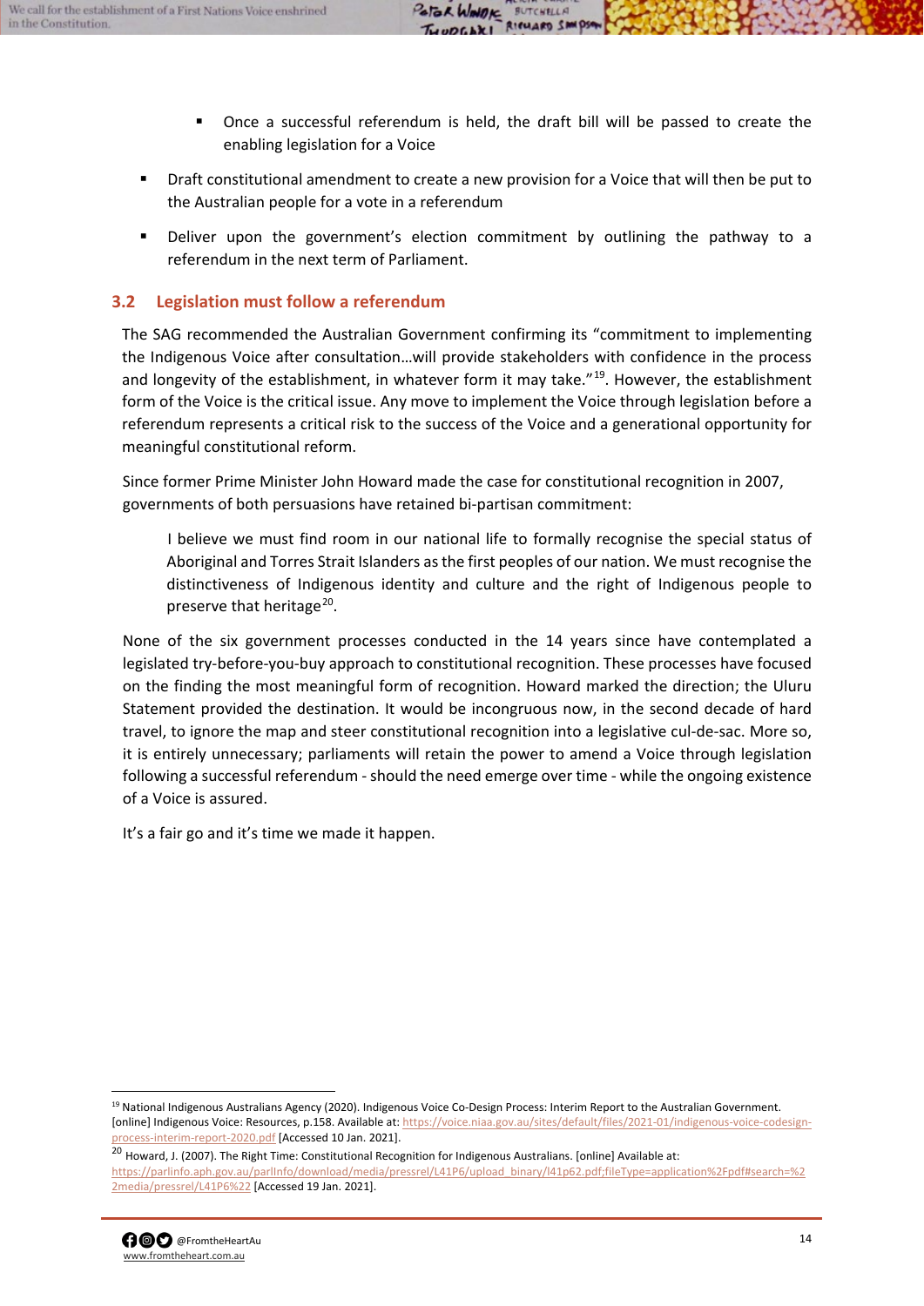- Once a successful referendum is held, the draft bill will be passed to create the enabling legislation for a Voice
- Draft constitutional amendment to create a new provision for a Voice that will then be put to the Australian people for a vote in a referendum
- Deliver upon the government's election commitment by outlining the pathway to a referendum in the next term of Parliament.

### 3.2 Legislation must follow a referendum

The SAG recommended the Australian Government confirming its "commitment to implementing the Indigenous Voice after consultation…will provide stakeholders with confidence in the process and longevity of the establishment, in whatever form it may take."[19]. However, the establishment form of the Voice is the critical issue. Any move to implement the Voice through legislation before a referendum represents a critical risk to the success of the Voice and a generational opportunity for meaningful constitutional reform.

Since former Prime Minister John Howard made the case for constitutional recognition in 2007, governments of both persuasions have retained bi-partisan commitment:

> I believe we must find room in our national life to formally recognise the special status of Aboriginal and Torres Strait Islanders as the first peoples of our nation. We must recognise the distinctiveness of Indigenous identity and culture and the right of Indigenous people to preserve that heritage[20].

None of the six government processes conducted in the 14 years since have contemplated a legislated try-before-you-buy approach to constitutional recognition. These processes have focused on the finding the most meaningful form of recognition. Howard marked the direction; the Uluru Statement provided the destination. It would be incongruous now, in the second decade of hard travel, to ignore the map and steer constitutional recognition into a legislative cul-de-sac. More so, it is entirely unnecessary; parliaments will retain the power to amend a Voice through legislation following a successful referendum - should the need emerge over time - while the ongoing existence of a Voice is assured.

It's a fair go and it's time we made it happen.

---

[19] National Indigenous Australians Agency (2020). Indigenous Voice Co-Design Process: Interim Report to the Australian Government. [online] Indigenous Voice: Resources, p.158. Available at: https://voice.niaa.gov.au/sites/default/files/2021-01/indigenous-voice-codesign-process-interim-report-2020.pdf [Accessed 10 Jan. 2021].

[20] Howard, J. (2007). The Right Time: Constitutional Recognition for Indigenous Australians. [online] Available at: https://parlinfo.aph.gov.au/parlInfo/download/media/pressrel/L41P6/upload_binary/l41p62.pdf;fileType=application%2Fpdf#search=%22media/pressrel/L41P6%22 [Accessed 19 Jan. 2021].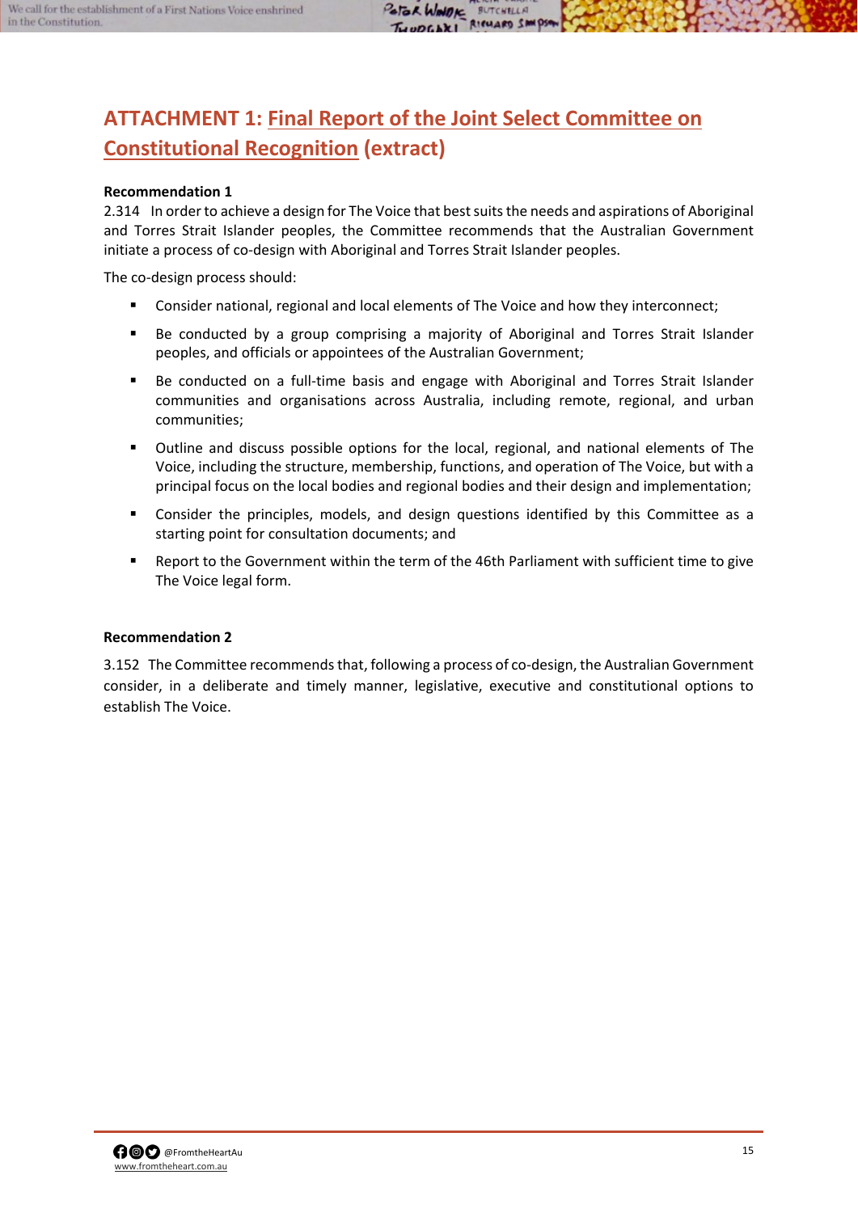# ATTACHMENT 1: Final Report of the Joint Select Committee on Constitutional Recognition (extract)

**Recommendation 1**

2.314 In order to achieve a design for The Voice that best suits the needs and aspirations of Aboriginal and Torres Strait Islander peoples, the Committee recommends that the Australian Government initiate a process of co-design with Aboriginal and Torres Strait Islander peoples.

The co-design process should:

- Consider national, regional and local elements of The Voice and how they interconnect;
- Be conducted by a group comprising a majority of Aboriginal and Torres Strait Islander peoples, and officials or appointees of the Australian Government;
- Be conducted on a full-time basis and engage with Aboriginal and Torres Strait Islander communities and organisations across Australia, including remote, regional, and urban communities;
- Outline and discuss possible options for the local, regional, and national elements of The Voice, including the structure, membership, functions, and operation of The Voice, but with a principal focus on the local bodies and regional bodies and their design and implementation;
- Consider the principles, models, and design questions identified by this Committee as a starting point for consultation documents; and
- Report to the Government within the term of the 46th Parliament with sufficient time to give The Voice legal form.

**Recommendation 2**

3.152 The Committee recommends that, following a process of co-design, the Australian Government consider, in a deliberate and timely manner, legislative, executive and constitutional options to establish The Voice.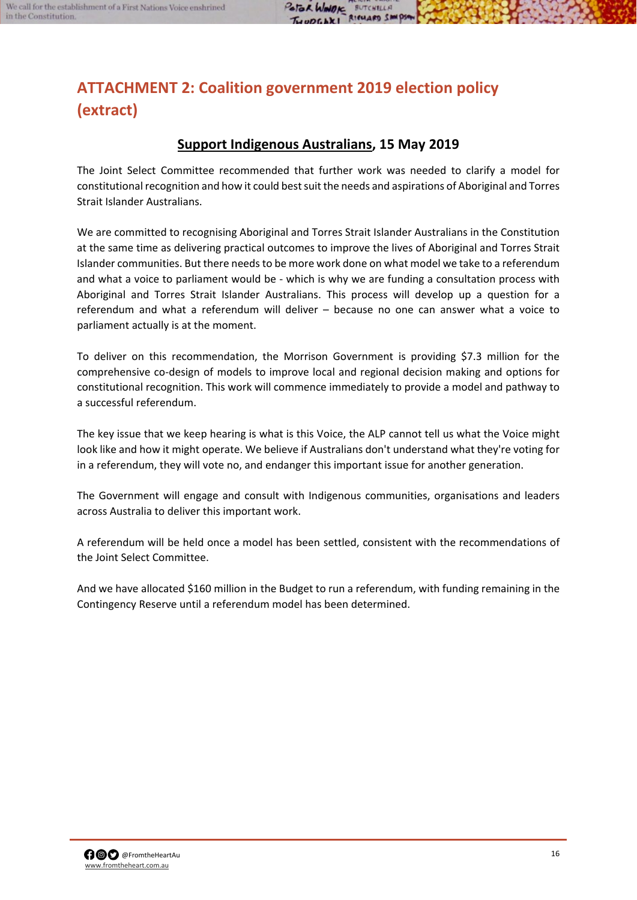## ATTACHMENT 2: Coalition government 2019 election policy (extract)

### Support Indigenous Australians, 15 May 2019

The Joint Select Committee recommended that further work was needed to clarify a model for constitutional recognition and how it could best suit the needs and aspirations of Aboriginal and Torres Strait Islander Australians.

We are committed to recognising Aboriginal and Torres Strait Islander Australians in the Constitution at the same time as delivering practical outcomes to improve the lives of Aboriginal and Torres Strait Islander communities. But there needs to be more work done on what model we take to a referendum and what a voice to parliament would be - which is why we are funding a consultation process with Aboriginal and Torres Strait Islander Australians. This process will develop up a question for a referendum and what a referendum will deliver – because no one can answer what a voice to parliament actually is at the moment.

To deliver on this recommendation, the Morrison Government is providing $7.3 million for the comprehensive co-design of models to improve local and regional decision making and options for constitutional recognition. This work will commence immediately to provide a model and pathway to a successful referendum.

The key issue that we keep hearing is what is this Voice, the ALP cannot tell us what the Voice might look like and how it might operate. We believe if Australians don't understand what they're voting for in a referendum, they will vote no, and endanger this important issue for another generation.

The Government will engage and consult with Indigenous communities, organisations and leaders across Australia to deliver this important work.

A referendum will be held once a model has been settled, consistent with the recommendations of the Joint Select Committee.

And we have allocated $160 million in the Budget to run a referendum, with funding remaining in the Contingency Reserve until a referendum model has been determined.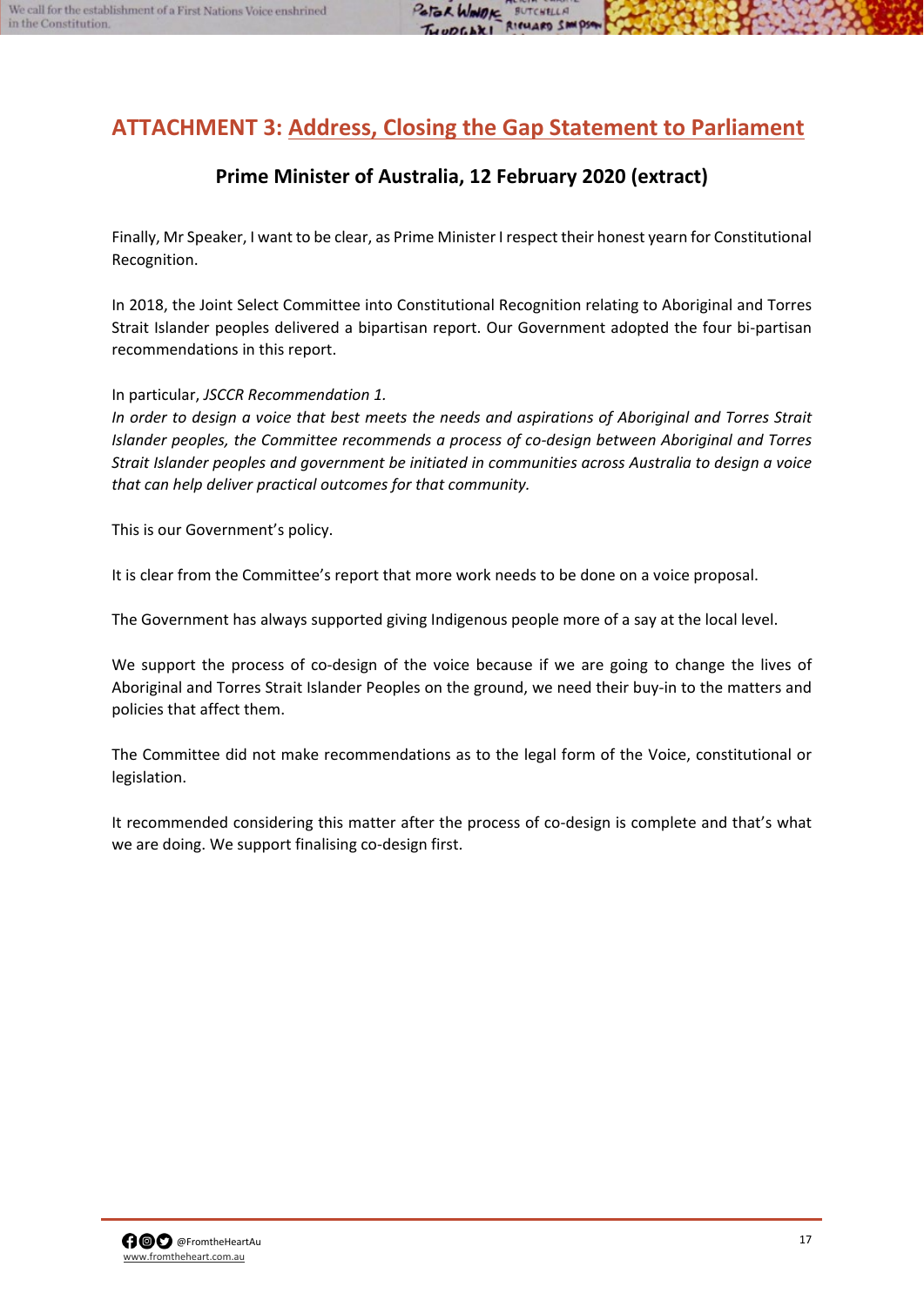## ATTACHMENT 3: Address, Closing the Gap Statement to Parliament

### Prime Minister of Australia, 12 February 2020 (extract)

Finally, Mr Speaker, I want to be clear, as Prime Minister I respect their honest yearn for Constitutional Recognition.

In 2018, the Joint Select Committee into Constitutional Recognition relating to Aboriginal and Torres Strait Islander peoples delivered a bipartisan report. Our Government adopted the four bi-partisan recommendations in this report.

In particular, *JSCCR Recommendation 1.*
*In order to design a voice that best meets the needs and aspirations of Aboriginal and Torres Strait Islander peoples, the Committee recommends a process of co-design between Aboriginal and Torres Strait Islander peoples and government be initiated in communities across Australia to design a voice that can help deliver practical outcomes for that community.*

This is our Government's policy.

It is clear from the Committee's report that more work needs to be done on a voice proposal.

The Government has always supported giving Indigenous people more of a say at the local level.

We support the process of co-design of the voice because if we are going to change the lives of Aboriginal and Torres Strait Islander Peoples on the ground, we need their buy-in to the matters and policies that affect them.

The Committee did not make recommendations as to the legal form of the Voice, constitutional or legislation.

It recommended considering this matter after the process of co-design is complete and that's what we are doing. We support finalising co-design first.